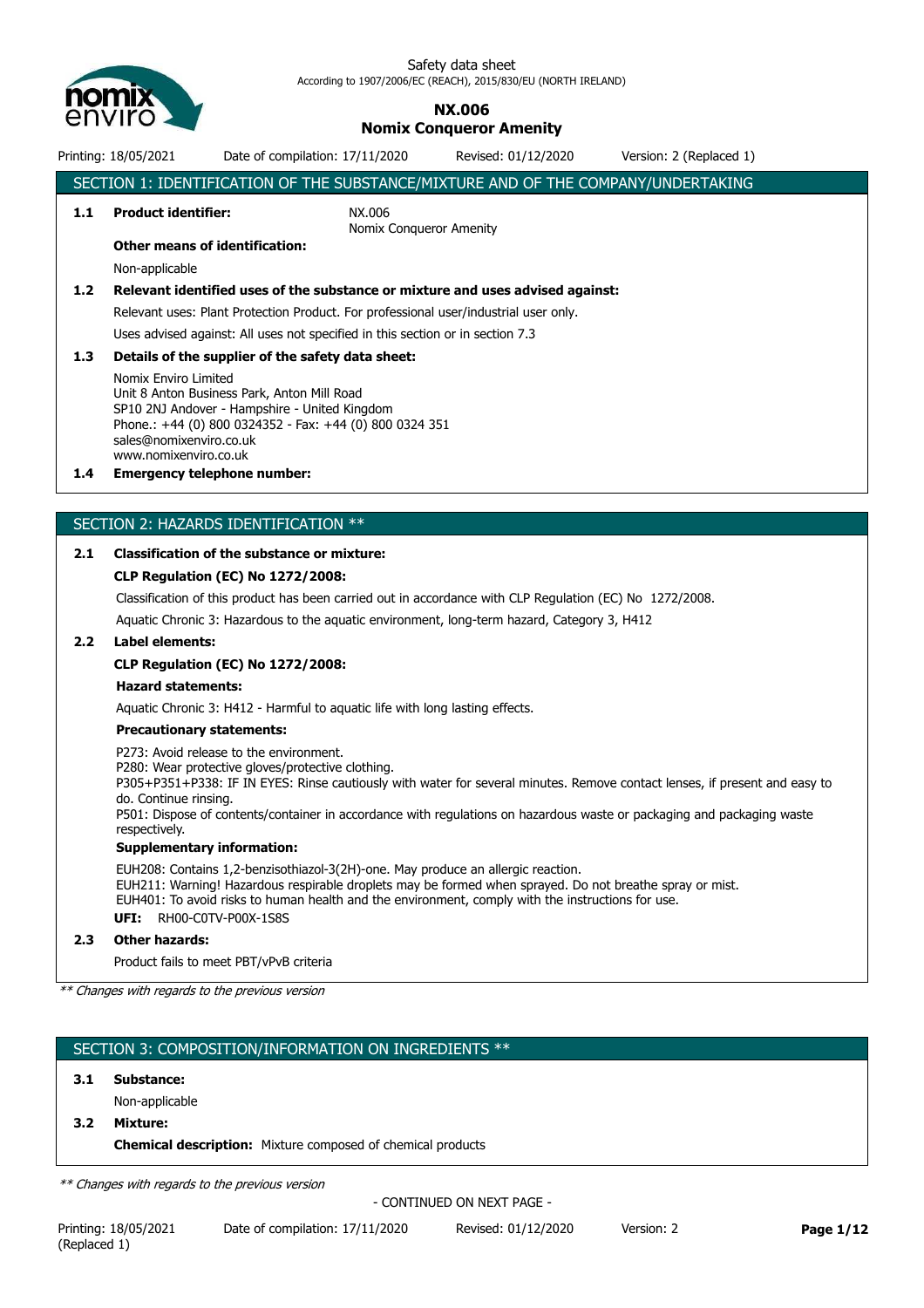Safety data sheet
According to 1907/2006/EC (REACH), 2015/830/EU (NORTH IRELAND)

# NX.006
# Nomix Conqueror Amenity

Printing: 18/05/2021 Date of compilation: 17/11/2020 Revised: 01/12/2020 Version: 2 (Replaced 1)

## SECTION 1: IDENTIFICATION OF THE SUBSTANCE/MIXTURE AND OF THE COMPANY/UNDERTAKING

**1.1 Product identifier:** NX.006
Nomix Conqueror Amenity

**Other means of identification:**

Non-applicable

**1.2 Relevant identified uses of the substance or mixture and uses advised against:**

Relevant uses: Plant Protection Product. For professional user/industrial user only.

Uses advised against: All uses not specified in this section or in section 7.3

**1.3 Details of the supplier of the safety data sheet:**

Nomix Enviro Limited
Unit 8 Anton Business Park, Anton Mill Road
SP10 2NJ Andover - Hampshire - United Kingdom
Phone.: +44 (0) 800 0324352 - Fax: +44 (0) 800 0324 351
sales@nomixenviro.co.uk
www.nomixenviro.co.uk

**1.4 Emergency telephone number:**

## SECTION 2: HAZARDS IDENTIFICATION **

**2.1 Classification of the substance or mixture:**

**CLP Regulation (EC) No 1272/2008:**

Classification of this product has been carried out in accordance with CLP Regulation (EC) No 1272/2008.

Aquatic Chronic 3: Hazardous to the aquatic environment, long-term hazard, Category 3, H412

**2.2 Label elements:**

**CLP Regulation (EC) No 1272/2008:**

**Hazard statements:**

Aquatic Chronic 3: H412 - Harmful to aquatic life with long lasting effects.

**Precautionary statements:**

P273: Avoid release to the environment.
P280: Wear protective gloves/protective clothing.
P305+P351+P338: IF IN EYES: Rinse cautiously with water for several minutes. Remove contact lenses, if present and easy to do. Continue rinsing.
P501: Dispose of contents/container in accordance with regulations on hazardous waste or packaging and packaging waste respectively.

**Supplementary information:**

EUH208: Contains 1,2-benzisothiazol-3(2H)-one. May produce an allergic reaction.
EUH211: Warning! Hazardous respirable droplets may be formed when sprayed. Do not breathe spray or mist.
EUH401: To avoid risks to human health and the environment, comply with the instructions for use.

**UFI:** RH00-C0TV-P00X-1S8S

**2.3 Other hazards:**

Product fails to meet PBT/vPvB criteria

*** Changes with regards to the previous version*

## SECTION 3: COMPOSITION/INFORMATION ON INGREDIENTS **

**3.1 Substance:**

Non-applicable

**3.2 Mixture:**

**Chemical description:** Mixture composed of chemical products

*** Changes with regards to the previous version*

- CONTINUED ON NEXT PAGE -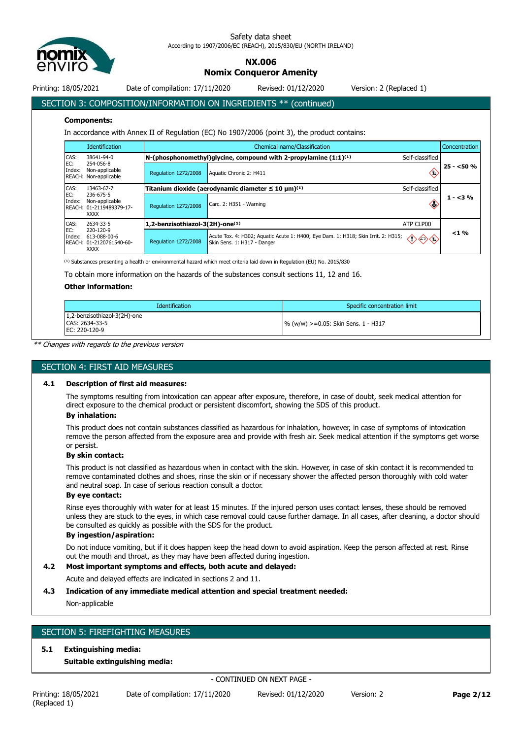## SECTION 3: COMPOSITION/INFORMATION ON INGREDIENTS ** (continued)

**Components:**

In accordance with Annex II of Regulation (EC) No 1907/2006 (point 3), the product contains:

| Identification | Chemical name/Classification | | | Concentration |
|---|---|---|---|---|
| CAS: 38641-94-0<br>EC: 254-056-8<br>Index: Non-applicable<br>REACH: Non-applicable | N-(phosphonomethyl)glycine, compound with 2-propylamine (1:1)[1] | | Self-classified | 25 - <50 % |
| | Regulation 1272/2008 | Aquatic Chronic 2: H411 | | |
| CAS: 13463-67-7<br>EC: 236-675-5<br>Index: Non-applicable<br>REACH: 01-2119489379-17-XXXX | Titanium dioxide (aerodynamic diameter ≤ 10 µm)[1] | | Self-classified | 1 - <3 % |
| | Regulation 1272/2008 | Carc. 2: H351 - Warning | | |
| CAS: 2634-33-5<br>EC: 220-120-9<br>Index: 613-088-00-6<br>REACH: 01-2120761540-60-XXXX | 1,2-benzisothiazol-3(2H)-one[1] | | ATP CLP00 | <1 % |
| | Regulation 1272/2008 | Acute Tox. 4: H302; Aquatic Acute 1: H400; Eye Dam. 1: H318; Skin Irrit. 2: H315; Skin Sens. 1: H317 - Danger | | |

[1] Substances presenting a health or environmental hazard which meet criteria laid down in Regulation (EU) No. 2015/830

To obtain more information on the hazards of the substances consult sections 11, 12 and 16.

**Other information:**

| Identification | Specific concentration limit |
|---|---|
| 1,2-benzisothiazol-3(2H)-one<br>CAS: 2634-33-5<br>EC: 220-120-9 | % (w/w) >=0.05: Skin Sens. 1 - H317 |

*** Changes with regards to the previous version*

## SECTION 4: FIRST AID MEASURES

### 4.1 Description of first aid measures:

The symptoms resulting from intoxication can appear after exposure, therefore, in case of doubt, seek medical attention for direct exposure to the chemical product or persistent discomfort, showing the SDS of this product.

**By inhalation:**

This product does not contain substances classified as hazardous for inhalation, however, in case of symptoms of intoxication remove the person affected from the exposure area and provide with fresh air. Seek medical attention if the symptoms get worse or persist.

**By skin contact:**

This product is not classified as hazardous when in contact with the skin. However, in case of skin contact it is recommended to remove contaminated clothes and shoes, rinse the skin or if necessary shower the affected person thoroughly with cold water and neutral soap. In case of serious reaction consult a doctor.

**By eye contact:**

Rinse eyes thoroughly with water for at least 15 minutes. If the injured person uses contact lenses, these should be removed unless they are stuck to the eyes, in which case removal could cause further damage. In all cases, after cleaning, a doctor should be consulted as quickly as possible with the SDS for the product.

**By ingestion/aspiration:**

Do not induce vomiting, but if it does happen keep the head down to avoid aspiration. Keep the person affected at rest. Rinse out the mouth and throat, as they may have been affected during ingestion.

### 4.2 Most important symptoms and effects, both acute and delayed:

Acute and delayed effects are indicated in sections 2 and 11.

### 4.3 Indication of any immediate medical attention and special treatment needed:

Non-applicable

## SECTION 5: FIREFIGHTING MEASURES

### 5.1 Extinguishing media:

**Suitable extinguishing media:**

- CONTINUED ON NEXT PAGE -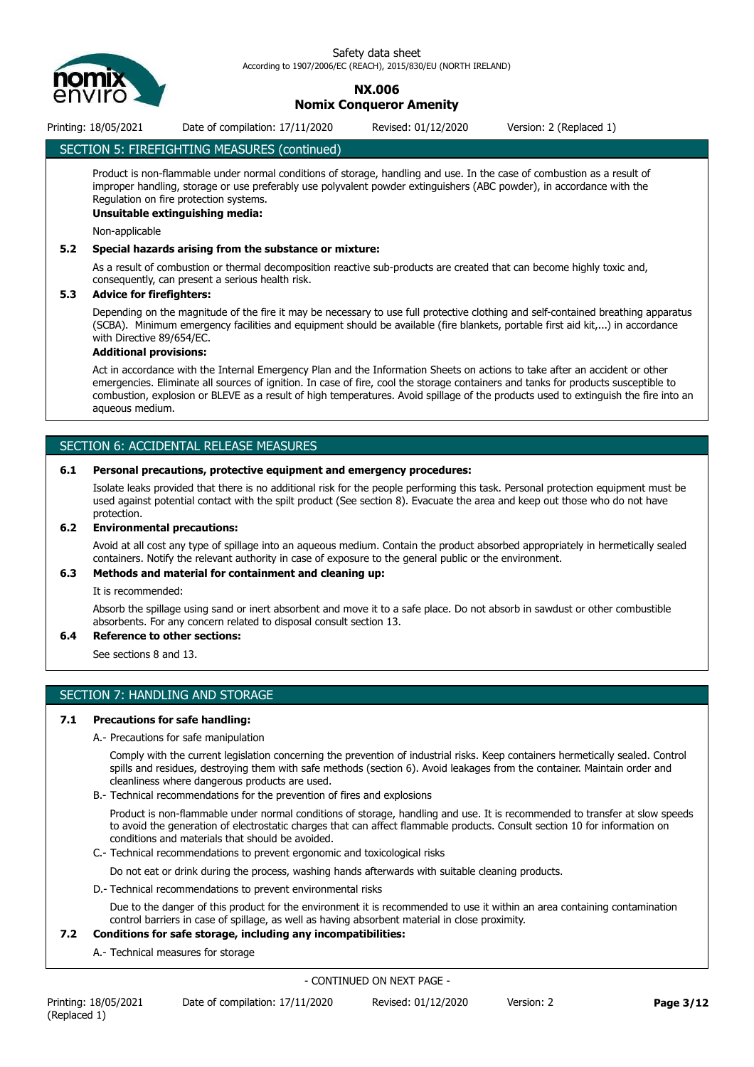## SECTION 5: FIREFIGHTING MEASURES (continued)

Product is non-flammable under normal conditions of storage, handling and use. In the case of combustion as a result of improper handling, storage or use preferably use polyvalent powder extinguishers (ABC powder), in accordance with the Regulation on fire protection systems.

**Unsuitable extinguishing media:**

Non-applicable

### 5.2 Special hazards arising from the substance or mixture:

As a result of combustion or thermal decomposition reactive sub-products are created that can become highly toxic and, consequently, can present a serious health risk.

### 5.3 Advice for firefighters:

Depending on the magnitude of the fire it may be necessary to use full protective clothing and self-contained breathing apparatus (SCBA). Minimum emergency facilities and equipment should be available (fire blankets, portable first aid kit,...) in accordance with Directive 89/654/EC.

**Additional provisions:**

Act in accordance with the Internal Emergency Plan and the Information Sheets on actions to take after an accident or other emergencies. Eliminate all sources of ignition. In case of fire, cool the storage containers and tanks for products susceptible to combustion, explosion or BLEVE as a result of high temperatures. Avoid spillage of the products used to extinguish the fire into an aqueous medium.

## SECTION 6: ACCIDENTAL RELEASE MEASURES

### 6.1 Personal precautions, protective equipment and emergency procedures:

Isolate leaks provided that there is no additional risk for the people performing this task. Personal protection equipment must be used against potential contact with the spilt product (See section 8). Evacuate the area and keep out those who do not have protection.

### 6.2 Environmental precautions:

Avoid at all cost any type of spillage into an aqueous medium. Contain the product absorbed appropriately in hermetically sealed containers. Notify the relevant authority in case of exposure to the general public or the environment.

### 6.3 Methods and material for containment and cleaning up:

It is recommended:

Absorb the spillage using sand or inert absorbent and move it to a safe place. Do not absorb in sawdust or other combustible absorbents. For any concern related to disposal consult section 13.

### 6.4 Reference to other sections:

See sections 8 and 13.

## SECTION 7: HANDLING AND STORAGE

### 7.1 Precautions for safe handling:

A.- Precautions for safe manipulation

Comply with the current legislation concerning the prevention of industrial risks. Keep containers hermetically sealed. Control spills and residues, destroying them with safe methods (section 6). Avoid leakages from the container. Maintain order and cleanliness where dangerous products are used.

B.- Technical recommendations for the prevention of fires and explosions

Product is non-flammable under normal conditions of storage, handling and use. It is recommended to transfer at slow speeds to avoid the generation of electrostatic charges that can affect flammable products. Consult section 10 for information on conditions and materials that should be avoided.

C.- Technical recommendations to prevent ergonomic and toxicological risks

Do not eat or drink during the process, washing hands afterwards with suitable cleaning products.

D.- Technical recommendations to prevent environmental risks

Due to the danger of this product for the environment it is recommended to use it within an area containing contamination control barriers in case of spillage, as well as having absorbent material in close proximity.

### 7.2 Conditions for safe storage, including any incompatibilities:

A.- Technical measures for storage

- CONTINUED ON NEXT PAGE -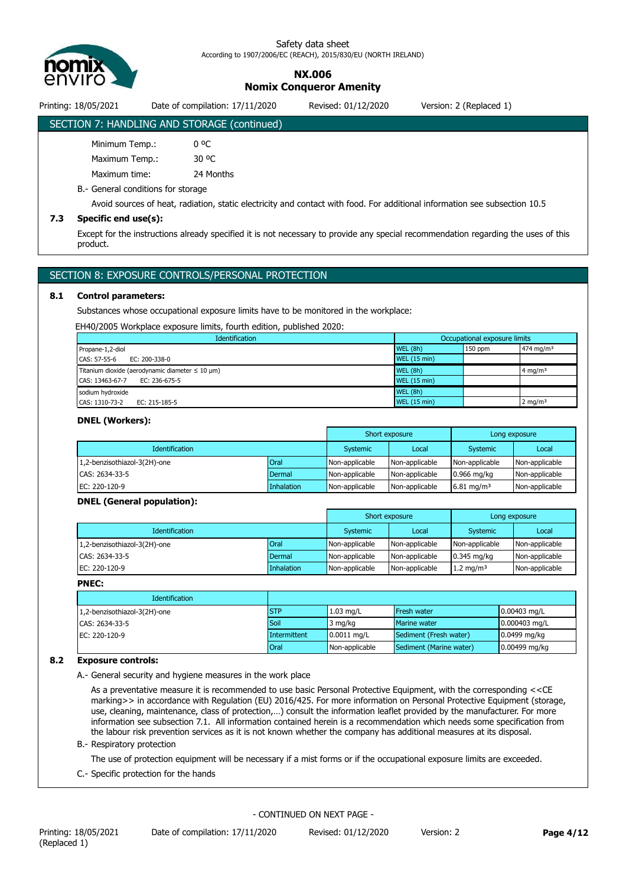## SECTION 7: HANDLING AND STORAGE (continued)

Minimum Temp.: 0 ºC

Maximum Temp.: 30 ºC

Maximum time: 24 Months

B.- General conditions for storage

Avoid sources of heat, radiation, static electricity and contact with food. For additional information see subsection 10.5

**7.3 Specific end use(s):**

Except for the instructions already specified it is not necessary to provide any special recommendation regarding the uses of this product.

## SECTION 8: EXPOSURE CONTROLS/PERSONAL PROTECTION

**8.1 Control parameters:**

Substances whose occupational exposure limits have to be monitored in the workplace:

EH40/2005 Workplace exposure limits, fourth edition, published 2020:

| Identification | Occupational exposure limits | | |
|---|---|---|---|
| Propane-1,2-diol<br>CAS: 57-55-6 EC: 200-338-0 | WEL (8h) | 150 ppm | 474 mg/m³ |
| | WEL (15 min) | | |
| Titanium dioxide (aerodynamic diameter ≤ 10 µm)<br>CAS: 13463-67-7 EC: 236-675-5 | WEL (8h) | | 4 mg/m³ |
| | WEL (15 min) | | |
| sodium hydroxide<br>CAS: 1310-73-2 EC: 215-185-5 | WEL (8h) | | |
| | WEL (15 min) | | 2 mg/m³ |

**DNEL (Workers):**

| Identification | | Short exposure | | Long exposure | |
|---|---|---|---|---|---|
| | | Systemic | Local | Systemic | Local |
| 1,2-benzisothiazol-3(2H)-one | Oral | Non-applicable | Non-applicable | Non-applicable | Non-applicable |
| CAS: 2634-33-5 | Dermal | Non-applicable | Non-applicable | 0.966 mg/kg | Non-applicable |
| EC: 220-120-9 | Inhalation | Non-applicable | Non-applicable | 6.81 mg/m³ | Non-applicable |

**DNEL (General population):**

| Identification | | Short exposure | | Long exposure | |
|---|---|---|---|---|---|
| | | Systemic | Local | Systemic | Local |
| 1,2-benzisothiazol-3(2H)-one | Oral | Non-applicable | Non-applicable | Non-applicable | Non-applicable |
| CAS: 2634-33-5 | Dermal | Non-applicable | Non-applicable | 0.345 mg/kg | Non-applicable |
| EC: 220-120-9 | Inhalation | Non-applicable | Non-applicable | 1.2 mg/m³ | Non-applicable |

**PNEC:**

| Identification | | | | |
|---|---|---|---|---|
| 1,2-benzisothiazol-3(2H)-one | STP | 1.03 mg/L | Fresh water | 0.00403 mg/L |
| CAS: 2634-33-5 | Soil | 3 mg/kg | Marine water | 0.000403 mg/L |
| EC: 220-120-9 | Intermittent | 0.0011 mg/L | Sediment (Fresh water) | 0.0499 mg/kg |
| | Oral | Non-applicable | Sediment (Marine water) | 0.00499 mg/kg |

**8.2 Exposure controls:**

A.- General security and hygiene measures in the work place

As a preventative measure it is recommended to use basic Personal Protective Equipment, with the corresponding <<CE marking>> in accordance with Regulation (EU) 2016/425. For more information on Personal Protective Equipment (storage, use, cleaning, maintenance, class of protection,…) consult the information leaflet provided by the manufacturer. For more information see subsection 7.1. All information contained herein is a recommendation which needs some specification from the labour risk prevention services as it is not known whether the company has additional measures at its disposal.

B.- Respiratory protection

The use of protection equipment will be necessary if a mist forms or if the occupational exposure limits are exceeded.

C.- Specific protection for the hands

- CONTINUED ON NEXT PAGE -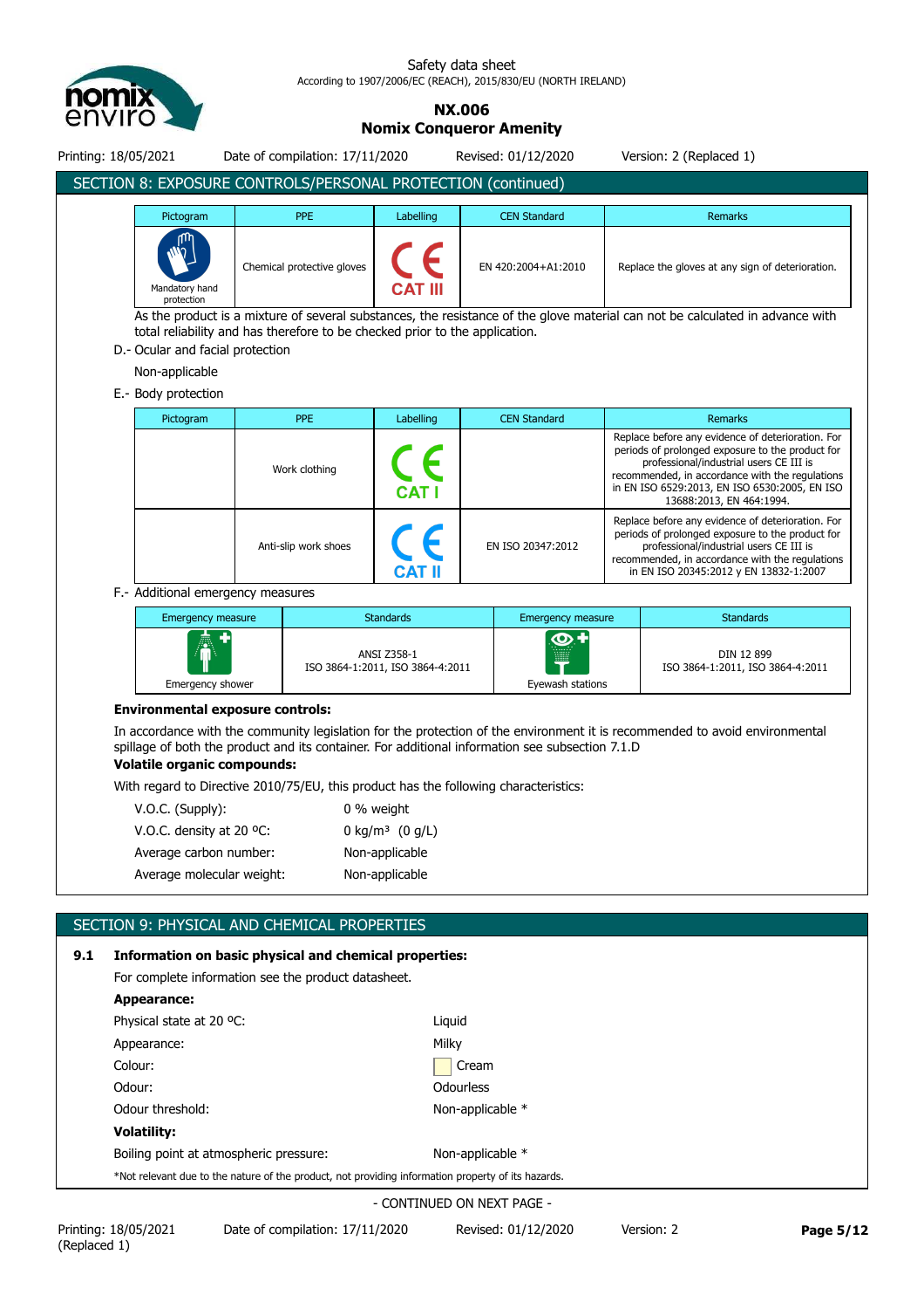## SECTION 8: EXPOSURE CONTROLS/PERSONAL PROTECTION (continued)

| Pictogram | PPE | Labelling | CEN Standard | Remarks |
|---|---|---|---|---|
| Mandatory hand protection | Chemical protective gloves | CE CAT III | EN 420:2004+A1:2010 | Replace the gloves at any sign of deterioration. |

As the product is a mixture of several substances, the resistance of the glove material can not be calculated in advance with total reliability and has therefore to be checked prior to the application.

D.- Ocular and facial protection

Non-applicable

E.- Body protection

| Pictogram | PPE | Labelling | CEN Standard | Remarks |
|---|---|---|---|---|
| | Work clothing | CE CAT I | | Replace before any evidence of deterioration. For periods of prolonged exposure to the product for professional/industrial users CE III is recommended, in accordance with the regulations in EN ISO 6529:2013, EN ISO 6530:2005, EN ISO 13688:2013, EN 464:1994. |
| | Anti-slip work shoes | CE CAT II | EN ISO 20347:2012 | Replace before any evidence of deterioration. For periods of prolonged exposure to the product for professional/industrial users CE III is recommended, in accordance with the regulations in EN ISO 20345:2012 y EN 13832-1:2007 |

F.- Additional emergency measures

| Emergency measure | Standards | Emergency measure | Standards |
|---|---|---|---|
| Emergency shower | ANSI Z358-1 ISO 3864-1:2011, ISO 3864-4:2011 | Eyewash stations | DIN 12 899 ISO 3864-1:2011, ISO 3864-4:2011 |

**Environmental exposure controls:**

In accordance with the community legislation for the protection of the environment it is recommended to avoid environmental spillage of both the product and its container. For additional information see subsection 7.1.D

**Volatile organic compounds:**

With regard to Directive 2010/75/EU, this product has the following characteristics:

| | |
|---|---|
| V.O.C. (Supply): | 0 % weight |
| V.O.C. density at 20 ºC: | 0 kg/m³ (0 g/L) |
| Average carbon number: | Non-applicable |
| Average molecular weight: | Non-applicable |

## SECTION 9: PHYSICAL AND CHEMICAL PROPERTIES

**9.1 Information on basic physical and chemical properties:**

For complete information see the product datasheet.

**Appearance:**

| | |
|---|---|
| Physical state at 20 ºC: | Liquid |
| Appearance: | Milky |
| Colour: | Cream |
| Odour: | Odourless |
| Odour threshold: | Non-applicable * |

**Volatility:**

| | |
|---|---|
| Boiling point at atmospheric pressure: | Non-applicable * |

*Not relevant due to the nature of the product, not providing information property of its hazards.

- CONTINUED ON NEXT PAGE -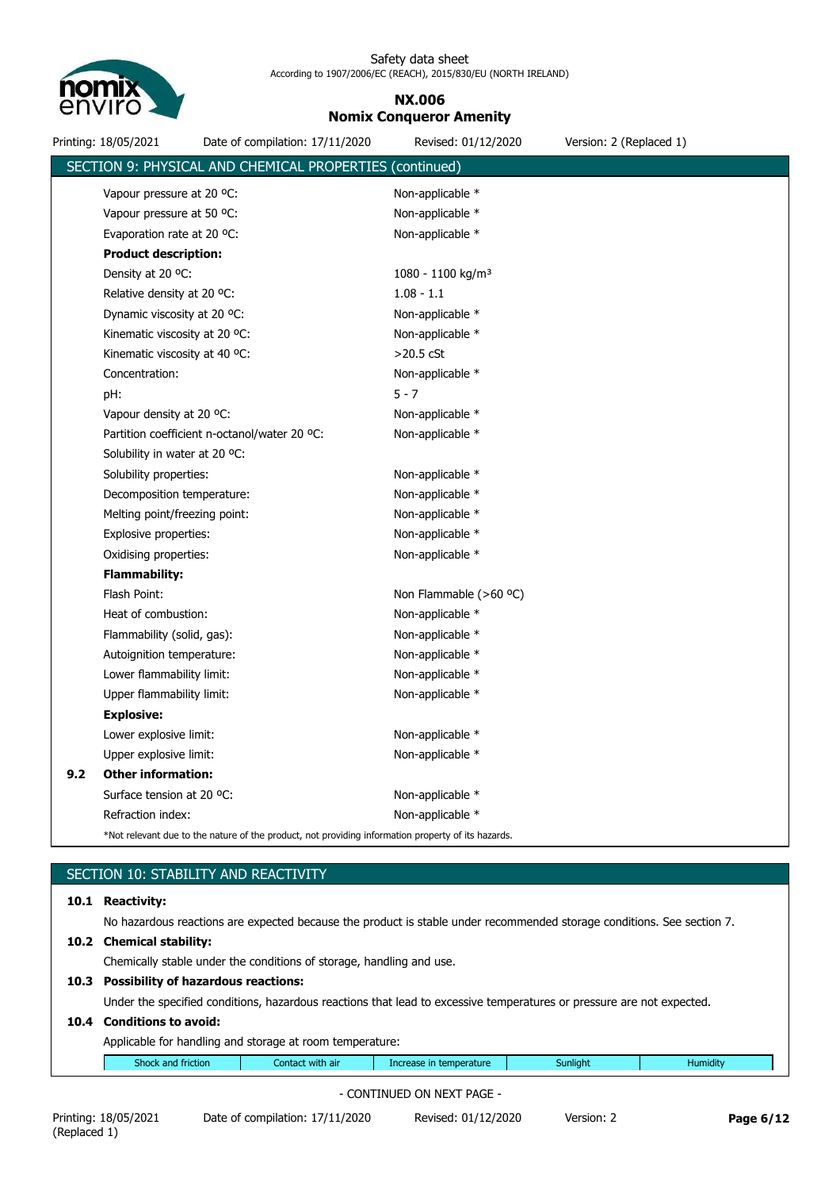## SECTION 9: PHYSICAL AND CHEMICAL PROPERTIES (continued)

| | |
|---|---|
| Vapour pressure at 20 ºC: | Non-applicable * |
| Vapour pressure at 50 ºC: | Non-applicable * |
| Evaporation rate at 20 ºC: | Non-applicable * |
| **Product description:** | |
| Density at 20 ºC: | 1080 - 1100 kg/m³ |
| Relative density at 20 ºC: | 1.08 - 1.1 |
| Dynamic viscosity at 20 ºC: | Non-applicable * |
| Kinematic viscosity at 20 ºC: | Non-applicable * |
| Kinematic viscosity at 40 ºC: | >20.5 cSt |
| Concentration: | Non-applicable * |
| pH: | 5 - 7 |
| Vapour density at 20 ºC: | Non-applicable * |
| Partition coefficient n-octanol/water 20 ºC: | Non-applicable * |
| Solubility in water at 20 ºC: | |
| Solubility properties: | Non-applicable * |
| Decomposition temperature: | Non-applicable * |
| Melting point/freezing point: | Non-applicable * |
| Explosive properties: | Non-applicable * |
| Oxidising properties: | Non-applicable * |
| **Flammability:** | |
| Flash Point: | Non Flammable (>60 ºC) |
| Heat of combustion: | Non-applicable * |
| Flammability (solid, gas): | Non-applicable * |
| Autoignition temperature: | Non-applicable * |
| Lower flammability limit: | Non-applicable * |
| Upper flammability limit: | Non-applicable * |
| **Explosive:** | |
| Lower explosive limit: | Non-applicable * |
| Upper explosive limit: | Non-applicable * |

**9.2 Other information:**

| | |
|---|---|
| Surface tension at 20 ºC: | Non-applicable * |
| Refraction index: | Non-applicable * |

*Not relevant due to the nature of the product, not providing information property of its hazards.

## SECTION 10: STABILITY AND REACTIVITY

**10.1 Reactivity:**

No hazardous reactions are expected because the product is stable under recommended storage conditions. See section 7.

**10.2 Chemical stability:**

Chemically stable under the conditions of storage, handling and use.

**10.3 Possibility of hazardous reactions:**

Under the specified conditions, hazardous reactions that lead to excessive temperatures or pressure are not expected.

**10.4 Conditions to avoid:**

Applicable for handling and storage at room temperature:

| Shock and friction | Contact with air | Increase in temperature | Sunlight | Humidity |
|---|---|---|---|---|

- CONTINUED ON NEXT PAGE -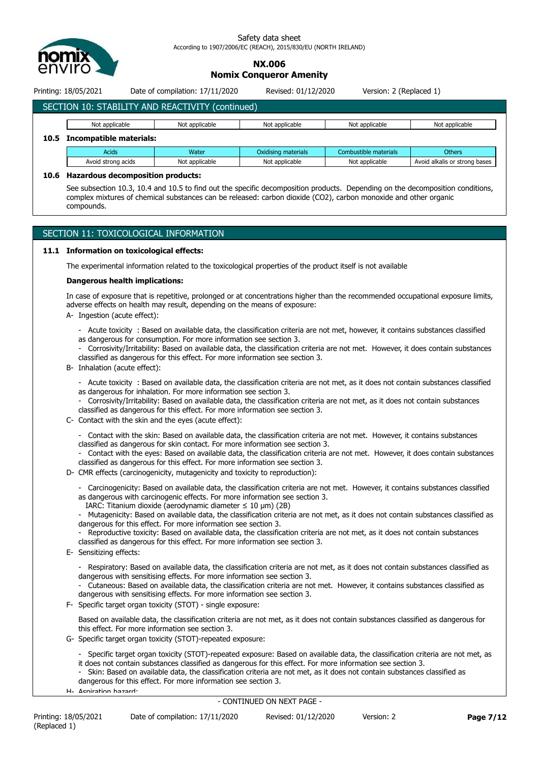## SECTION 10: STABILITY AND REACTIVITY (continued)

| Not applicable | Not applicable | Not applicable | Not applicable | Not applicable |
|---|---|---|---|---|

### 10.5 Incompatible materials:

| Acids | Water | Oxidising materials | Combustible materials | Others |
|---|---|---|---|---|
| Avoid strong acids | Not applicable | Not applicable | Not applicable | Avoid alkalis or strong bases |

### 10.6 Hazardous decomposition products:

See subsection 10.3, 10.4 and 10.5 to find out the specific decomposition products. Depending on the decomposition conditions, complex mixtures of chemical substances can be released: carbon dioxide ($CO_2$), carbon monoxide and other organic compounds.

## SECTION 11: TOXICOLOGICAL INFORMATION

### 11.1 Information on toxicological effects:

The experimental information related to the toxicological properties of the product itself is not available

**Dangerous health implications:**

In case of exposure that is repetitive, prolonged or at concentrations higher than the recommended occupational exposure limits, adverse effects on health may result, depending on the means of exposure:

A- Ingestion (acute effect):

- Acute toxicity : Based on available data, the classification criteria are not met, however, it contains substances classified as dangerous for consumption. For more information see section 3.
- Corrosivity/Irritability: Based on available data, the classification criteria are not met. However, it does contain substances classified as dangerous for this effect. For more information see section 3.

B- Inhalation (acute effect):

- Acute toxicity : Based on available data, the classification criteria are not met, as it does not contain substances classified as dangerous for inhalation. For more information see section 3.
- Corrosivity/Irritability: Based on available data, the classification criteria are not met, as it does not contain substances classified as dangerous for this effect. For more information see section 3.

C- Contact with the skin and the eyes (acute effect):

- Contact with the skin: Based on available data, the classification criteria are not met. However, it contains substances classified as dangerous for skin contact. For more information see section 3.
- Contact with the eyes: Based on available data, the classification criteria are not met. However, it does contain substances classified as dangerous for this effect. For more information see section 3.

D- CMR effects (carcinogenicity, mutagenicity and toxicity to reproduction):

- Carcinogenicity: Based on available data, the classification criteria are not met. However, it contains substances classified as dangerous with carcinogenic effects. For more information see section 3.
  IARC: Titanium dioxide (aerodynamic diameter ≤ 10 μm) (2B)
- Mutagenicity: Based on available data, the classification criteria are not met, as it does not contain substances classified as dangerous for this effect. For more information see section 3.
- Reproductive toxicity: Based on available data, the classification criteria are not met, as it does not contain substances classified as dangerous for this effect. For more information see section 3.

E- Sensitizing effects:

- Respiratory: Based on available data, the classification criteria are not met, as it does not contain substances classified as dangerous with sensitising effects. For more information see section 3.
- Cutaneous: Based on available data, the classification criteria are not met. However, it contains substances classified as dangerous with sensitising effects. For more information see section 3.

F- Specific target organ toxicity (STOT) - single exposure:

Based on available data, the classification criteria are not met, as it does not contain substances classified as dangerous for this effect. For more information see section 3.

G- Specific target organ toxicity (STOT)-repeated exposure:

- Specific target organ toxicity (STOT)-repeated exposure: Based on available data, the classification criteria are not met, as it does not contain substances classified as dangerous for this effect. For more information see section 3.
- Skin: Based on available data, the classification criteria are not met, as it does not contain substances classified as dangerous for this effect. For more information see section 3.

H- Aspiration hazard: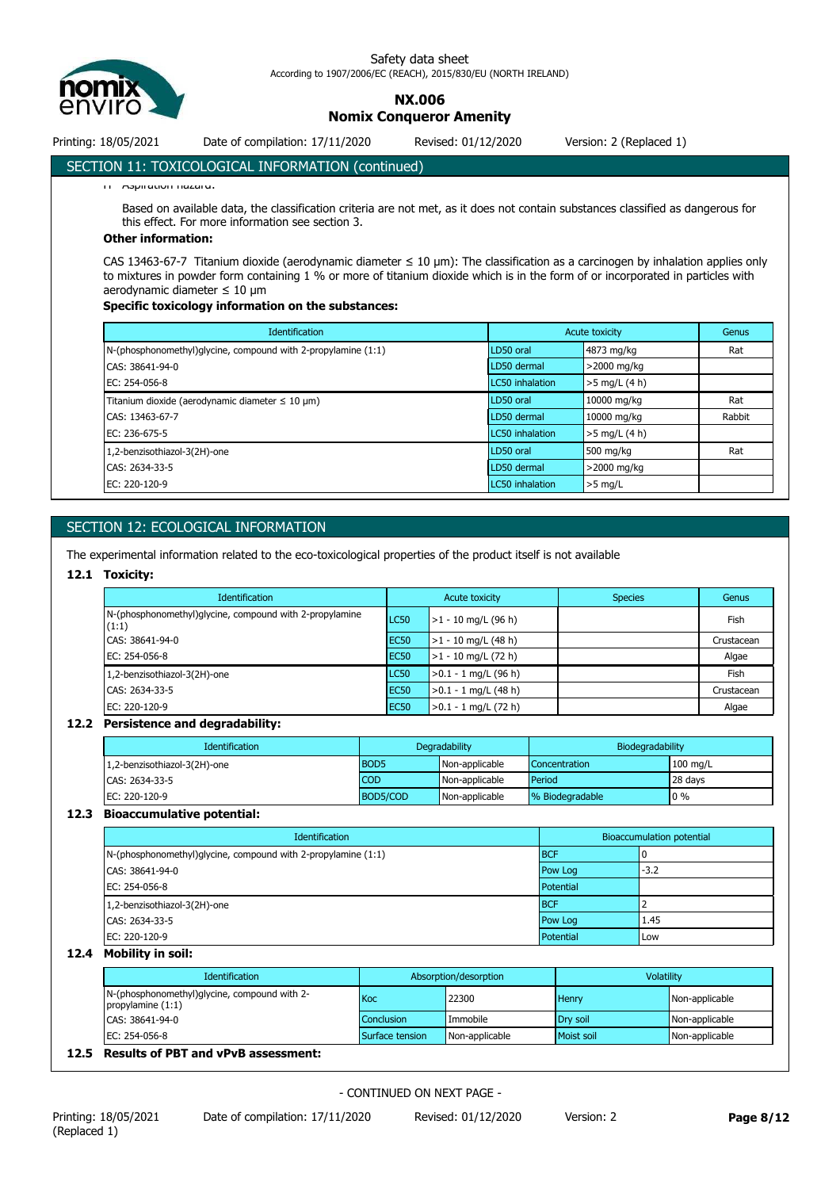## SECTION 11: TOXICOLOGICAL INFORMATION (continued)

Aspiration hazard:

Based on available data, the classification criteria are not met, as it does not contain substances classified as dangerous for this effect. For more information see section 3.

**Other information:**

CAS 13463-67-7 Titanium dioxide (aerodynamic diameter ≤ 10 µm): The classification as a carcinogen by inhalation applies only to mixtures in powder form containing 1 % or more of titanium dioxide which is in the form of or incorporated in particles with aerodynamic diameter ≤ 10 µm

**Specific toxicology information on the substances:**

| Identification | Acute toxicity | | Genus |
|---|---|---|---|
| N-(phosphonomethyl)glycine, compound with 2-propylamine (1:1) | LD50 oral | 4873 mg/kg | Rat |
| CAS: 38641-94-0 | LD50 dermal | >2000 mg/kg | |
| EC: 254-056-8 | LC50 inhalation | >5 mg/L (4 h) | |
| Titanium dioxide (aerodynamic diameter ≤ 10 µm) | LD50 oral | 10000 mg/kg | Rat |
| CAS: 13463-67-7 | LD50 dermal | 10000 mg/kg | Rabbit |
| EC: 236-675-5 | LC50 inhalation | >5 mg/L (4 h) | |
| 1,2-benzisothiazol-3(2H)-one | LD50 oral | 500 mg/kg | Rat |
| CAS: 2634-33-5 | LD50 dermal | >2000 mg/kg | |
| EC: 220-120-9 | LC50 inhalation | >5 mg/L | |

## SECTION 12: ECOLOGICAL INFORMATION

The experimental information related to the eco-toxicological properties of the product itself is not available

### 12.1 Toxicity:

| Identification | Acute toxicity | | Species | Genus |
|---|---|---|---|---|
| N-(phosphonomethyl)glycine, compound with 2-propylamine (1:1) | LC50 | >1 - 10 mg/L (96 h) | | Fish |
| CAS: 38641-94-0 | EC50 | >1 - 10 mg/L (48 h) | | Crustacean |
| EC: 254-056-8 | EC50 | >1 - 10 mg/L (72 h) | | Algae |
| 1,2-benzisothiazol-3(2H)-one | LC50 | >0.1 - 1 mg/L (96 h) | | Fish |
| CAS: 2634-33-5 | EC50 | >0.1 - 1 mg/L (48 h) | | Crustacean |
| EC: 220-120-9 | EC50 | >0.1 - 1 mg/L (72 h) | | Algae |

### 12.2 Persistence and degradability:

| Identification | Degradability | | Biodegradability | |
|---|---|---|---|---|
| 1,2-benzisothiazol-3(2H)-one | BOD5 | Non-applicable | Concentration | 100 mg/L |
| CAS: 2634-33-5 | COD | Non-applicable | Period | 28 days |
| EC: 220-120-9 | BOD5/COD | Non-applicable | % Biodegradable | 0 % |

### 12.3 Bioaccumulative potential:

| Identification | Bioaccumulation potential | |
|---|---|---|
| N-(phosphonomethyl)glycine, compound with 2-propylamine (1:1) | BCF | 0 |
| CAS: 38641-94-0 | Pow Log | -3.2 |
| EC: 254-056-8 | Potential | |
| 1,2-benzisothiazol-3(2H)-one | BCF | 2 |
| CAS: 2634-33-5 | Pow Log | 1.45 |
| EC: 220-120-9 | Potential | Low |

### 12.4 Mobility in soil:

| Identification | Absorption/desorption | | Volatility | |
|---|---|---|---|---|
| N-(phosphonomethyl)glycine, compound with 2-propylamine (1:1) | Koc | 22300 | Henry | Non-applicable |
| CAS: 38641-94-0 | Conclusion | Immobile | Dry soil | Non-applicable |
| EC: 254-056-8 | Surface tension | Non-applicable | Moist soil | Non-applicable |

### 12.5 Results of PBT and vPvB assessment:

- CONTINUED ON NEXT PAGE -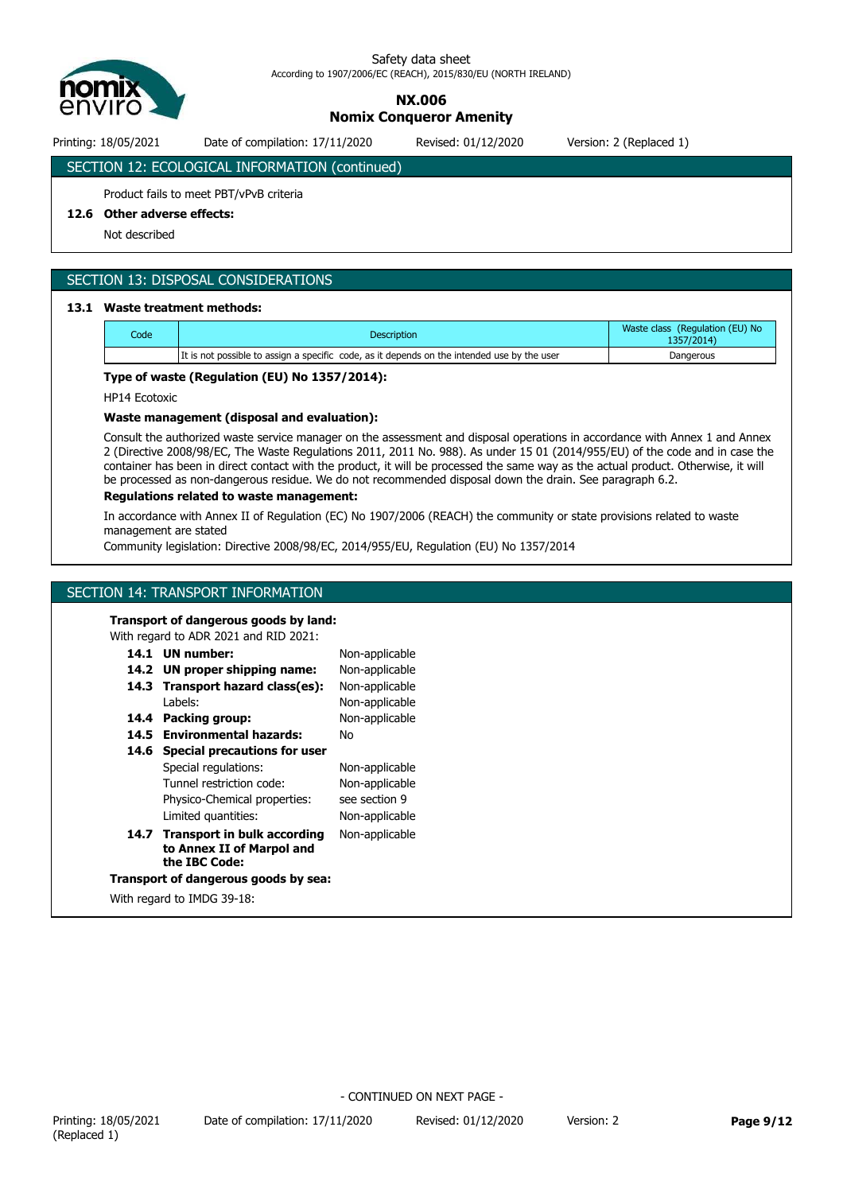## SECTION 12: ECOLOGICAL INFORMATION (continued)

Product fails to meet PBT/vPvB criteria

**12.6 Other adverse effects:**

Not described

## SECTION 13: DISPOSAL CONSIDERATIONS

**13.1 Waste treatment methods:**

| Code | Description | Waste class (Regulation (EU) No 1357/2014) |
|---|---|---|
| | It is not possible to assign a specific code, as it depends on the intended use by the user | Dangerous |

**Type of waste (Regulation (EU) No 1357/2014):**

HP14 Ecotoxic

**Waste management (disposal and evaluation):**

Consult the authorized waste service manager on the assessment and disposal operations in accordance with Annex 1 and Annex 2 (Directive 2008/98/EC, The Waste Regulations 2011, 2011 No. 988). As under 15 01 (2014/955/EU) of the code and in case the container has been in direct contact with the product, it will be processed the same way as the actual product. Otherwise, it will be processed as non-dangerous residue. We do not recommended disposal down the drain. See paragraph 6.2.

**Regulations related to waste management:**

In accordance with Annex II of Regulation (EC) No 1907/2006 (REACH) the community or state provisions related to waste management are stated

Community legislation: Directive 2008/98/EC, 2014/955/EU, Regulation (EU) No 1357/2014

## SECTION 14: TRANSPORT INFORMATION

**Transport of dangerous goods by land:**

With regard to ADR 2021 and RID 2021:

| | |
|---|---|
| **14.1 UN number:** | Non-applicable |
| **14.2 UN proper shipping name:** | Non-applicable |
| **14.3 Transport hazard class(es):** | Non-applicable |
| Labels: | Non-applicable |
| **14.4 Packing group:** | Non-applicable |
| **14.5 Environmental hazards:** | No |
| **14.6 Special precautions for user** | |
| Special regulations: | Non-applicable |
| Tunnel restriction code: | Non-applicable |
| Physico-Chemical properties: | see section 9 |
| Limited quantities: | Non-applicable |
| **14.7 Transport in bulk according to Annex II of Marpol and the IBC Code:** | Non-applicable |

**Transport of dangerous goods by sea:**

With regard to IMDG 39-18: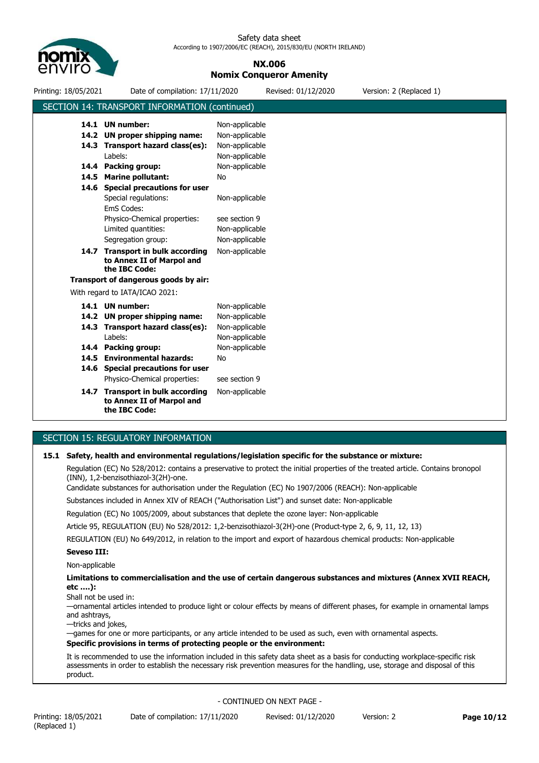## SECTION 14: TRANSPORT INFORMATION (continued)

| | |
|---|---|
| **14.1 UN number:** | Non-applicable |
| **14.2 UN proper shipping name:** | Non-applicable |
| **14.3 Transport hazard class(es):** | Non-applicable |
| Labels: | Non-applicable |
| **14.4 Packing group:** | Non-applicable |
| **14.5 Marine pollutant:** | No |
| **14.6 Special precautions for user** | |
| Special regulations: | Non-applicable |
| EmS Codes: | |
| Physico-Chemical properties: | see section 9 |
| Limited quantities: | Non-applicable |
| Segregation group: | Non-applicable |
| **14.7 Transport in bulk according to Annex II of Marpol and the IBC Code:** | Non-applicable |

**Transport of dangerous goods by air:**

With regard to IATA/ICAO 2021:

| | |
|---|---|
| **14.1 UN number:** | Non-applicable |
| **14.2 UN proper shipping name:** | Non-applicable |
| **14.3 Transport hazard class(es):** | Non-applicable |
| Labels: | Non-applicable |
| **14.4 Packing group:** | Non-applicable |
| **14.5 Environmental hazards:** | No |
| **14.6 Special precautions for user** | |
| Physico-Chemical properties: | see section 9 |
| **14.7 Transport in bulk according to Annex II of Marpol and the IBC Code:** | Non-applicable |

## SECTION 15: REGULATORY INFORMATION

### 15.1 Safety, health and environmental regulations/legislation specific for the substance or mixture:

Regulation (EC) No 528/2012: contains a preservative to protect the initial properties of the treated article. Contains bronopol (INN), 1,2-benzisothiazol-3(2H)-one.

Candidate substances for authorisation under the Regulation (EC) No 1907/2006 (REACH): Non-applicable

Substances included in Annex XIV of REACH ("Authorisation List") and sunset date: Non-applicable

Regulation (EC) No 1005/2009, about substances that deplete the ozone layer: Non-applicable

Article 95, REGULATION (EU) No 528/2012: 1,2-benzisothiazol-3(2H)-one (Product-type 2, 6, 9, 11, 12, 13)

REGULATION (EU) No 649/2012, in relation to the import and export of hazardous chemical products: Non-applicable

**Seveso III:**

Non-applicable

**Limitations to commercialisation and the use of certain dangerous substances and mixtures (Annex XVII REACH, etc ….):**

Shall not be used in:

—ornamental articles intended to produce light or colour effects by means of different phases, for example in ornamental lamps and ashtrays,

—tricks and jokes,

—games for one or more participants, or any article intended to be used as such, even with ornamental aspects.

**Specific provisions in terms of protecting people or the environment:**

It is recommended to use the information included in this safety data sheet as a basis for conducting workplace-specific risk assessments in order to establish the necessary risk prevention measures for the handling, use, storage and disposal of this product.

- CONTINUED ON NEXT PAGE -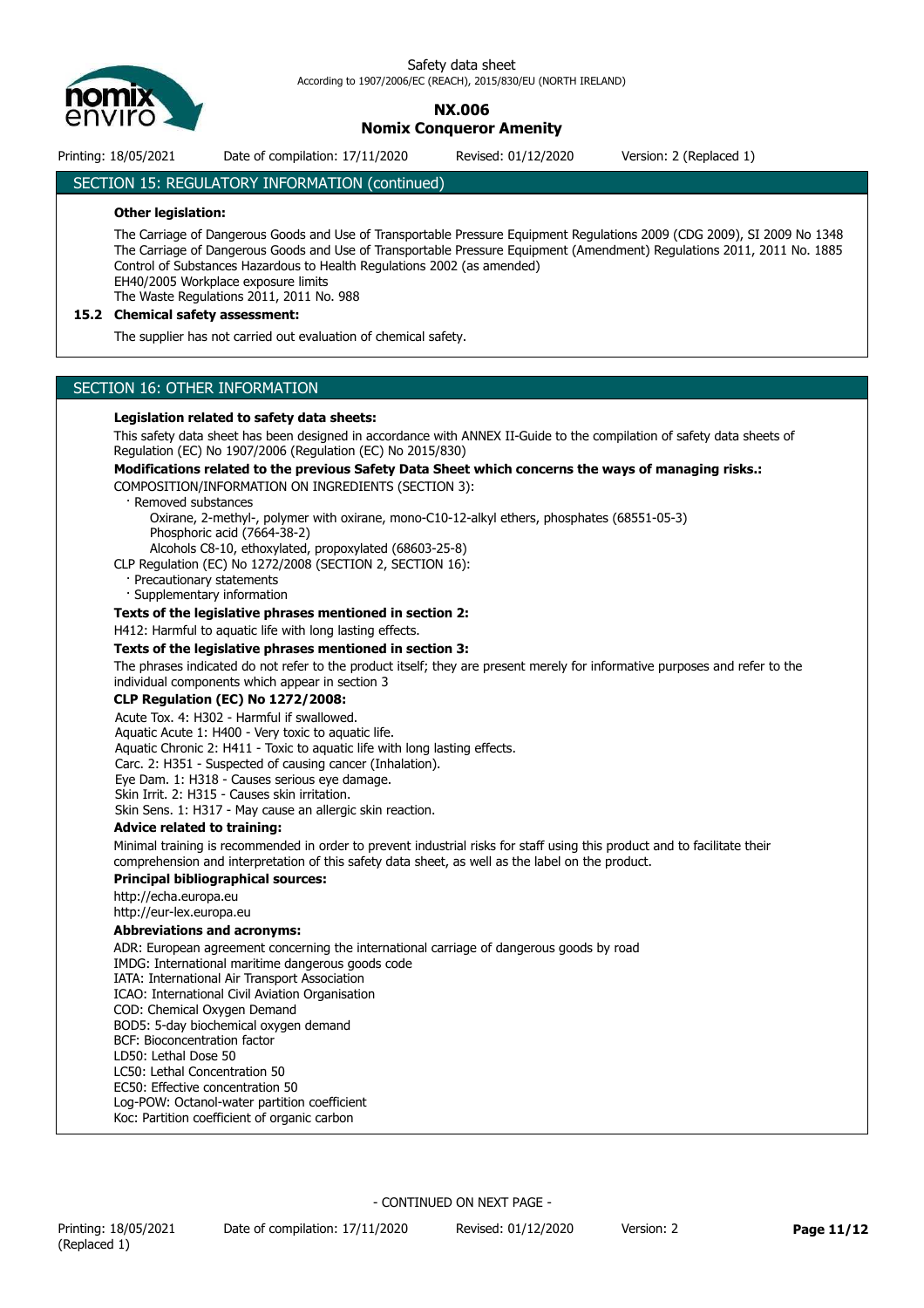## SECTION 15: REGULATORY INFORMATION (continued)

**Other legislation:**

The Carriage of Dangerous Goods and Use of Transportable Pressure Equipment Regulations 2009 (CDG 2009), SI 2009 No 1348
The Carriage of Dangerous Goods and Use of Transportable Pressure Equipment (Amendment) Regulations 2011, 2011 No. 1885
Control of Substances Hazardous to Health Regulations 2002 (as amended)
EH40/2005 Workplace exposure limits
The Waste Regulations 2011, 2011 No. 988

### 15.2 Chemical safety assessment:

The supplier has not carried out evaluation of chemical safety.

## SECTION 16: OTHER INFORMATION

**Legislation related to safety data sheets:**

This safety data sheet has been designed in accordance with ANNEX II-Guide to the compilation of safety data sheets of Regulation (EC) No 1907/2006 (Regulation (EC) No 2015/830)

**Modifications related to the previous Safety Data Sheet which concerns the ways of managing risks.:**

COMPOSITION/INFORMATION ON INGREDIENTS (SECTION 3):

- Removed substances
  - Oxirane, 2-methyl-, polymer with oxirane, mono-C10-12-alkyl ethers, phosphates (68551-05-3)
  - Phosphoric acid (7664-38-2)
  - Alcohols C8-10, ethoxylated, propoxylated (68603-25-8)

CLP Regulation (EC) No 1272/2008 (SECTION 2, SECTION 16):

- Precautionary statements
- Supplementary information

**Texts of the legislative phrases mentioned in section 2:**

H412: Harmful to aquatic life with long lasting effects.

**Texts of the legislative phrases mentioned in section 3:**

The phrases indicated do not refer to the product itself; they are present merely for informative purposes and refer to the individual components which appear in section 3

**CLP Regulation (EC) No 1272/2008:**

Acute Tox. 4: H302 - Harmful if swallowed.
Aquatic Acute 1: H400 - Very toxic to aquatic life.
Aquatic Chronic 2: H411 - Toxic to aquatic life with long lasting effects.
Carc. 2: H351 - Suspected of causing cancer (Inhalation).
Eye Dam. 1: H318 - Causes serious eye damage.
Skin Irrit. 2: H315 - Causes skin irritation.
Skin Sens. 1: H317 - May cause an allergic skin reaction.

**Advice related to training:**

Minimal training is recommended in order to prevent industrial risks for staff using this product and to facilitate their comprehension and interpretation of this safety data sheet, as well as the label on the product.

**Principal bibliographical sources:**

http://echa.europa.eu
http://eur-lex.europa.eu

**Abbreviations and acronyms:**

ADR: European agreement concerning the international carriage of dangerous goods by road
IMDG: International maritime dangerous goods code
IATA: International Air Transport Association
ICAO: International Civil Aviation Organisation
COD: Chemical Oxygen Demand
BOD5: 5-day biochemical oxygen demand
BCF: Bioconcentration factor
LD50: Lethal Dose 50
LC50: Lethal Concentration 50
EC50: Effective concentration 50
Log-POW: Octanol-water partition coefficient
Koc: Partition coefficient of organic carbon

- CONTINUED ON NEXT PAGE -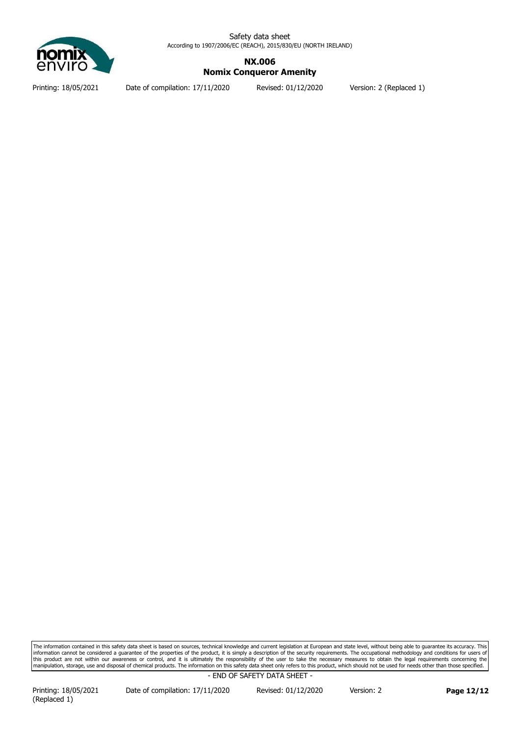The information contained in this safety data sheet is based on sources, technical knowledge and current legislation at European and state level, without being able to guarantee its accuracy. This information cannot be considered a guarantee of the properties of the product, it is simply a description of the security requirements. The occupational methodology and conditions for users of this product are not within our awareness or control, and it is ultimately the responsibility of the user to take the necessary measures to obtain the legal requirements concerning the manipulation, storage, use and disposal of chemical products. The information on this safety data sheet only refers to this product, which should not be used for needs other than those specified.

- END OF SAFETY DATA SHEET -